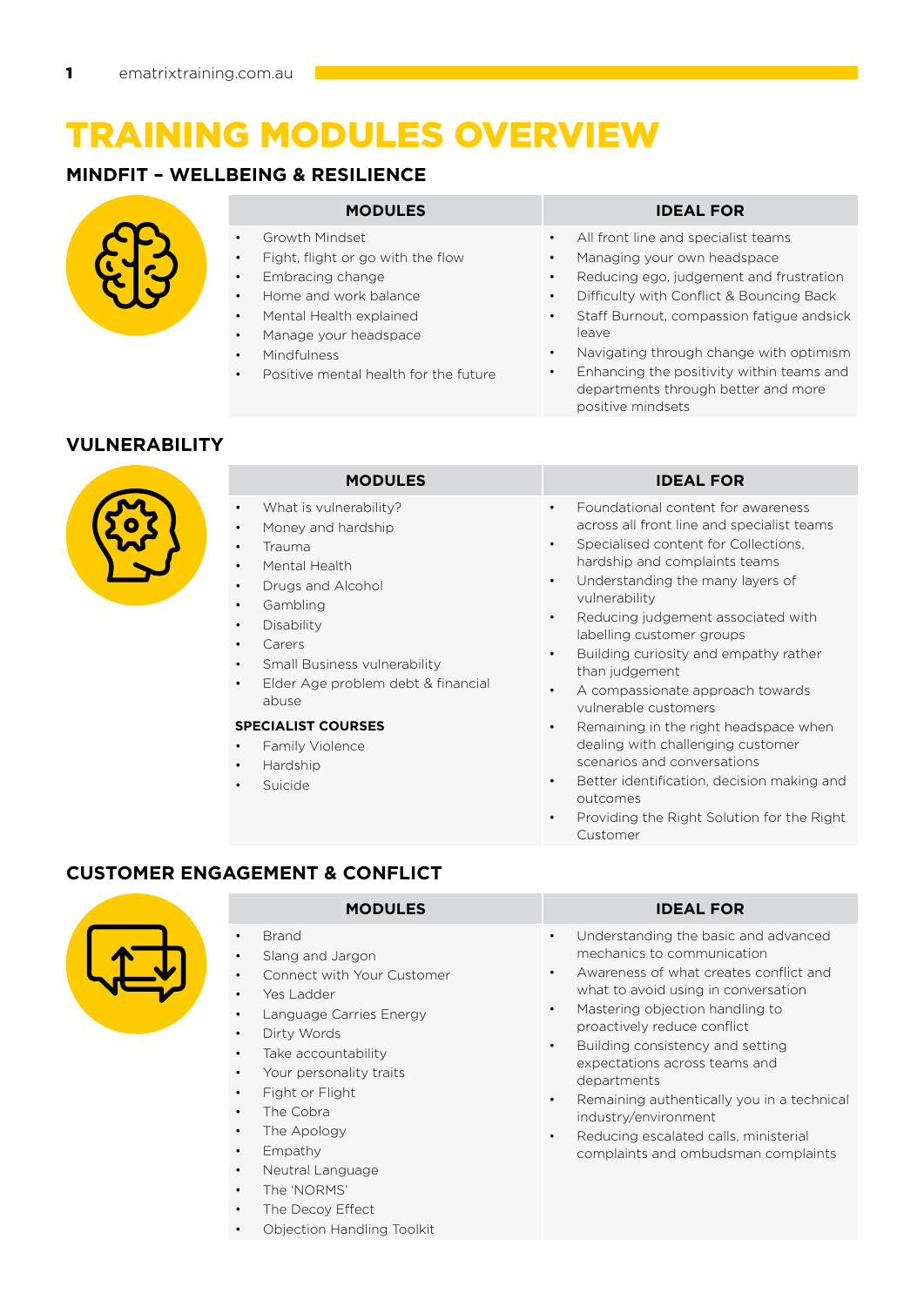# TRAINING MODULES OVERVIEW

## MINDFIT – WELLBEING & RESILIENCE

| MODULES | IDEAL FOR |
|---|---|
| • Growth Mindset<br>• Fight, flight or go with the flow<br>• Embracing change<br>• Home and work balance<br>• Mental Health explained<br>• Manage your headspace<br>• Mindfulness<br>• Positive mental health for the future | • All front line and specialist teams<br>• Managing your own headspace<br>• Reducing ego, judgement and frustration<br>• Difficulty with Conflict & Bouncing Back<br>• Staff Burnout, compassion fatigue andsick leave<br>• Navigating through change with optimism<br>• Enhancing the positivity within teams and departments through better and more positive mindsets |

## VULNERABILITY

| MODULES | IDEAL FOR |
|---|---|
| • What is vulnerability?<br>• Money and hardship<br>• Trauma<br>• Mental Health<br>• Drugs and Alcohol<br>• Gambling<br>• Disability<br>• Carers<br>• Small Business vulnerability<br>• Elder Age problem debt & financial abuse<br><br>**SPECIALIST COURSES**<br>• Family Violence<br>• Hardship<br>• Suicide | • Foundational content for awareness across all front line and specialist teams<br>• Specialised content for Collections, hardship and complaints teams<br>• Understanding the many layers of vulnerability<br>• Reducing judgement associated with labelling customer groups<br>• Building curiosity and empathy rather than judgement<br>• A compassionate approach towards vulnerable customers<br>• Remaining in the right headspace when dealing with challenging customer scenarios and conversations<br>• Better identification, decision making and outcomes<br>• Providing the Right Solution for the Right Customer |

## CUSTOMER ENGAGEMENT & CONFLICT

| MODULES | IDEAL FOR |
|---|---|
| • Brand<br>• Slang and Jargon<br>• Connect with Your Customer<br>• Yes Ladder<br>• Language Carries Energy<br>• Dirty Words<br>• Take accountability<br>• Your personality traits<br>• Fight or Flight<br>• The Cobra<br>• The Apology<br>• Empathy<br>• Neutral Language<br>• The 'NORMS'<br>• The Decoy Effect<br>• Objection Handling Toolkit | • Understanding the basic and advanced mechanics to communication<br>• Awareness of what creates conflict and what to avoid using in conversation<br>• Mastering objection handling to proactively reduce conflict<br>• Building consistency and setting expectations across teams and departments<br>• Remaining authentically you in a technical industry/environment<br>• Reducing escalated calls, ministerial complaints and ombudsman complaints |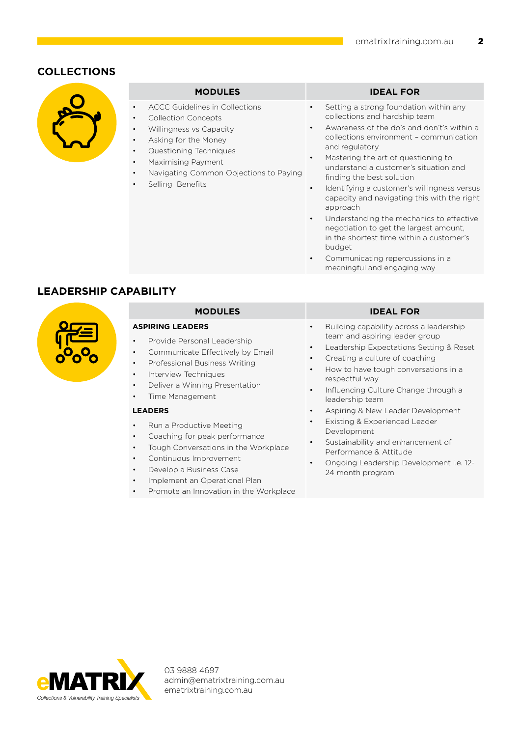## COLLECTIONS

| MODULES | IDEAL FOR |
| --- | --- |
| • ACCC Guidelines in Collections<br>• Collection Concepts<br>• Willingness vs Capacity<br>• Asking for the Money<br>• Questioning Techniques<br>• Maximising Payment<br>• Navigating Common Objections to Paying<br>• Selling Benefits | • Setting a strong foundation within any collections and hardship team<br>• Awareness of the do's and don't's within a collections environment – communication and regulatory<br>• Mastering the art of questioning to understand a customer's situation and finding the best solution<br>• Identifying a customer's willingness versus capacity and navigating this with the right approach<br>• Understanding the mechanics to effective negotiation to get the largest amount, in the shortest time within a customer's budget<br>• Communicating repercussions in a meaningful and engaging way |

## LEADERSHIP CAPABILITY

| MODULES | IDEAL FOR |
| --- | --- |
| **ASPIRING LEADERS**<br>• Provide Personal Leadership<br>• Communicate Effectively by Email<br>• Professional Business Writing<br>• Interview Techniques<br>• Deliver a Winning Presentation<br>• Time Management<br>**LEADERS**<br>• Run a Productive Meeting<br>• Coaching for peak performance<br>• Tough Conversations in the Workplace<br>• Continuous Improvement<br>• Develop a Business Case<br>• Implement an Operational Plan<br>• Promote an Innovation in the Workplace | • Building capability across a leadership team and aspiring leader group<br>• Leadership Expectations Setting & Reset<br>• Creating a culture of coaching<br>• How to have tough conversations in a respectful way<br>• Influencing Culture Change through a leadership team<br>• Aspiring & New Leader Development<br>• Existing & Experienced Leader Development<br>• Sustainability and enhancement of Performance & Attitude<br>• Ongoing Leadership Development i.e. 12-24 month program |

eMATRIX
*Collections & Vulnerability Training Specialists*

03 9888 4697
admin@ematrixtraining.com.au
ematrixtraining.com.au